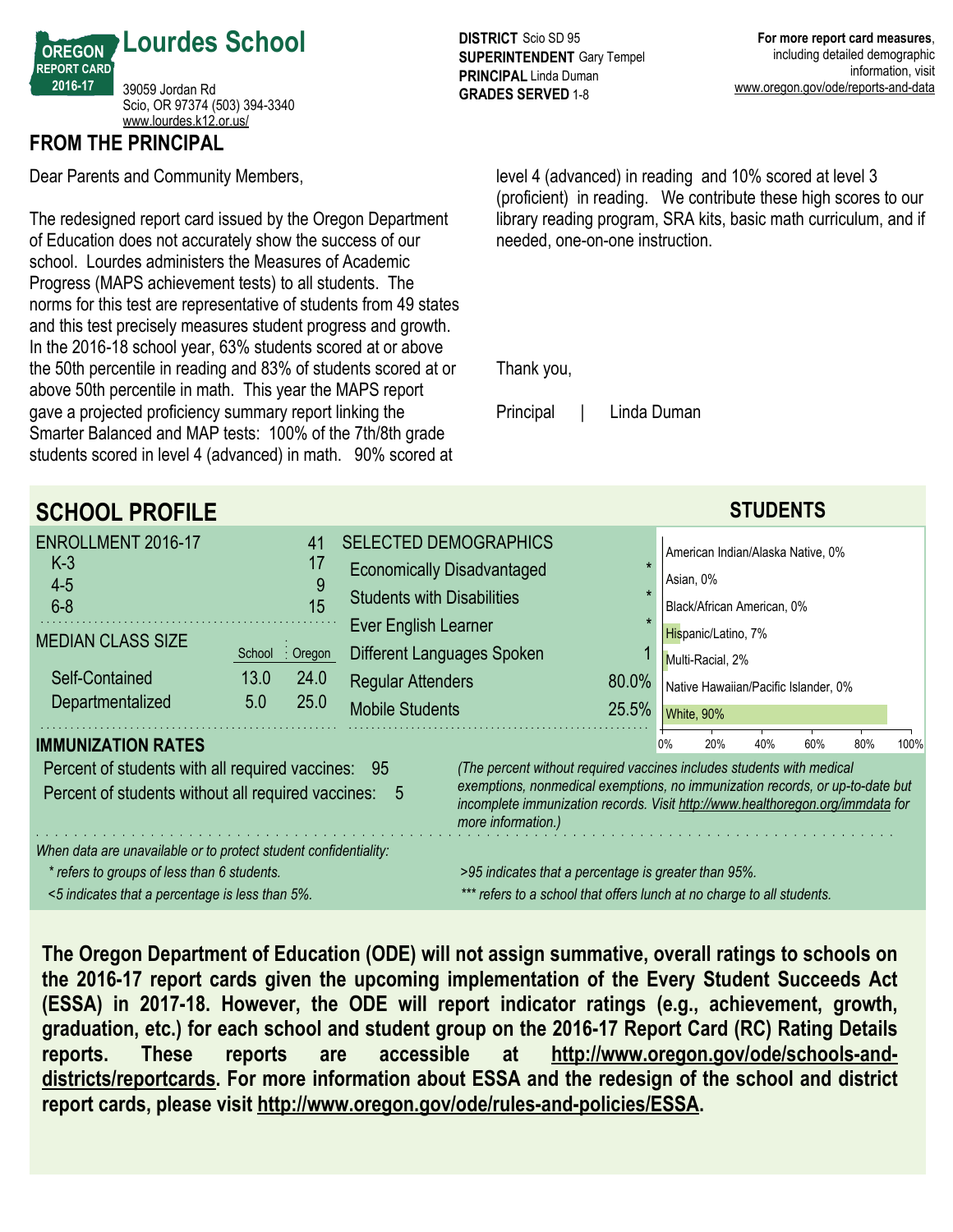# Lourdes School

OREGON REPORT CARD 2016-17

39059 Jordan Rd
Scio, OR 97374 (503) 394-3340
www.lourdes.k12.or.us/

**DISTRICT** Scio SD 95
**SUPERINTENDENT** Gary Tempel
**PRINCIPAL** Linda Duman
**GRADES SERVED** 1-8

**For more report card measures**, including detailed demographic information, visit www.oregon.gov/ode/reports-and-data

## FROM THE PRINCIPAL

Dear Parents and Community Members,

The redesigned report card issued by the Oregon Department of Education does not accurately show the success of our school. Lourdes administers the Measures of Academic Progress (MAPS achievement tests) to all students. The norms for this test are representative of students from 49 states and this test precisely measures student progress and growth. In the 2016-18 school year, 63% students scored at or above the 50th percentile in reading and 83% of students scored at or above 50th percentile in math. This year the MAPS report gave a projected proficiency summary report linking the Smarter Balanced and MAP tests: 100% of the 7th/8th grade students scored in level 4 (advanced) in math. 90% scored at level 4 (advanced) in reading and 10% scored at level 3 (proficient) in reading. We contribute these high scores to our library reading program, SRA kits, basic math curriculum, and if needed, one-on-one instruction.

Thank you,

Principal | Linda Duman

## SCHOOL PROFILE

| ENROLLMENT 2016-17 | | 41 |
|---|---|---|
| K-3 | | 17 |
| 4-5 | | 9 |
| 6-8 | | 15 |
| **MEDIAN CLASS SIZE** | School | Oregon |
| Self-Contained | 13.0 | 24.0 |
| Departmentalized | 5.0 | 25.0 |

| SELECTED DEMOGRAPHICS | |
|---|---|
| Economically Disadvantaged | * |
| Students with Disabilities | * |
| Ever English Learner | * |
| Different Languages Spoken | 1 |
| Regular Attenders | 80.0% |
| Mobile Students | 25.5% |

### STUDENTS

| Group | Percent |
|---|---|
| American Indian/Alaska Native | 0% |
| Asian | 0% |
| Black/African American | 0% |
| Hispanic/Latino | 7% |
| Multi-Racial | 2% |
| Native Hawaiian/Pacific Islander | 0% |
| White | 90% |

### IMMUNIZATION RATES

Percent of students with all required vaccines: 95
Percent of students without all required vaccines: 5

*(The percent without required vaccines includes students with medical exemptions, nonmedical exemptions, no immunization records, or up-to-date but incomplete immunization records. Visit http://www.healthoregon.org/immdata for more information.)*

*When data are unavailable or to protect student confidentiality:*
*\* refers to groups of less than 6 students.*
*<5 indicates that a percentage is less than 5%.*
*>95 indicates that a percentage is greater than 95%.*
*\*\*\* refers to a school that offers lunch at no charge to all students.*

**The Oregon Department of Education (ODE) will not assign summative, overall ratings to schools on the 2016-17 report cards given the upcoming implementation of the Every Student Succeeds Act (ESSA) in 2017-18. However, the ODE will report indicator ratings (e.g., achievement, growth, graduation, etc.) for each school and student group on the 2016-17 Report Card (RC) Rating Details reports. These reports are accessible at http://www.oregon.gov/ode/schools-and-districts/reportcards. For more information about ESSA and the redesign of the school and district report cards, please visit http://www.oregon.gov/ode/rules-and-policies/ESSA.**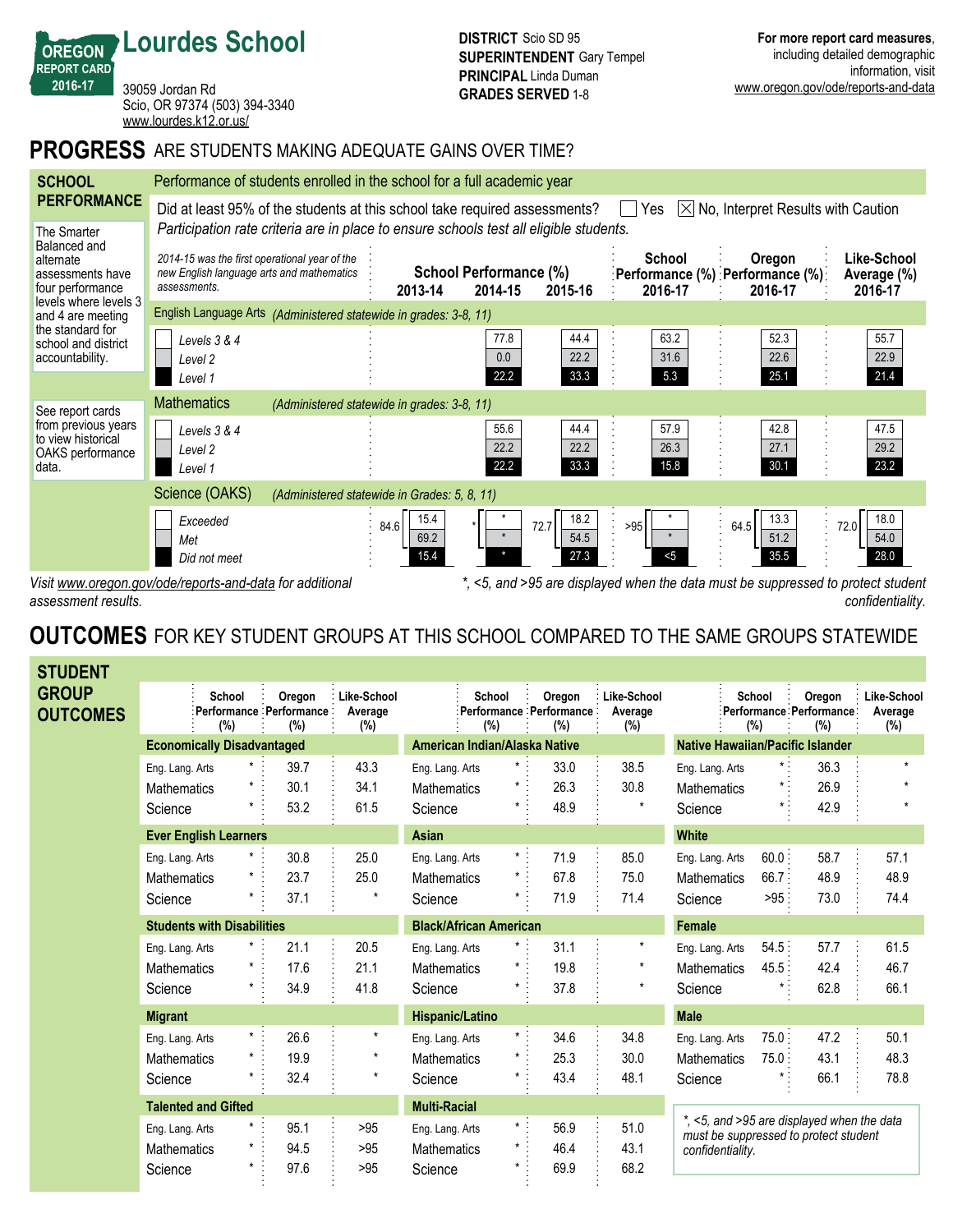# Lourdes School

OREGON REPORT CARD 2016-17

39059 Jordan Rd
Scio, OR 97374 (503) 394-3340
www.lourdes.k12.or.us/

**DISTRICT** Scio SD 95
**SUPERINTENDENT** Gary Tempel
**PRINCIPAL** Linda Duman
**GRADES SERVED** 1-8

**For more report card measures**, including detailed demographic information, visit www.oregon.gov/ode/reports-and-data

## PROGRESS ARE STUDENTS MAKING ADEQUATE GAINS OVER TIME?

### SCHOOL PERFORMANCE

Performance of students enrolled in the school for a full academic year

Did at least 95% of the students at this school take required assessments? ☐ Yes ☒ No, Interpret Results with Caution

*Participation rate criteria are in place to ensure schools test all eligible students.*

The Smarter Balanced and alternate assessments have four performance levels where levels 3 and 4 are meeting the standard for school and district accountability.

See report cards from previous years to view historical OAKS performance data.

*2014-15 was the first operational year of the new English language arts and mathematics assessments.*

| | School Performance (%) 2013-14 | School Performance (%) 2014-15 | School Performance (%) 2015-16 | School Performance (%) 2016-17 | Oregon Performance (%) 2016-17 | Like-School Average (%) 2016-17 |
|---|---|---|---|---|---|---|
| **English Language Arts** *(Administered statewide in grades: 3-8, 11)* | | | | | | |
| Levels 3 & 4 | | 77.8 | 44.4 | 63.2 | 52.3 | 55.7 |
| Level 2 | | 0.0 | 22.2 | 31.6 | 22.6 | 22.9 |
| Level 1 | | 22.2 | 33.3 | 5.3 | 25.1 | 21.4 |
| **Mathematics** *(Administered statewide in grades: 3-8, 11)* | | | | | | |
| Levels 3 & 4 | | 55.6 | 44.4 | 57.9 | 42.8 | 47.5 |
| Level 2 | | 22.2 | 22.2 | 26.3 | 27.1 | 29.2 |
| Level 1 | | 22.2 | 33.3 | 15.8 | 30.1 | 23.2 |
| **Science (OAKS)** *(Administered statewide in Grades: 5, 8, 11)* | | | | | | |
| Exceeded + Met | 84.6 | * | 72.7 | >95 | 64.5 | 72.0 |
| Exceeded | 15.4 | * | 18.2 | * | 13.3 | 18.0 |
| Met | 69.2 | * | 54.5 | * | 51.2 | 54.0 |
| Did not meet | 15.4 | * | 27.3 | <5 | 35.5 | 28.0 |

*Visit www.oregon.gov/ode/reports-and-data for additional assessment results.*

*\*, <5, and >95 are displayed when the data must be suppressed to protect student confidentiality.*

## OUTCOMES FOR KEY STUDENT GROUPS AT THIS SCHOOL COMPARED TO THE SAME GROUPS STATEWIDE

### STUDENT GROUP OUTCOMES

| | School Performance (%) | Oregon Performance (%) | Like-School Average (%) |
|---|---|---|---|
| **Economically Disadvantaged** | | | |
| Eng. Lang. Arts | * | 39.7 | 43.3 |
| Mathematics | * | 30.1 | 34.1 |
| Science | * | 53.2 | 61.5 |
| **Ever English Learners** | | | |
| Eng. Lang. Arts | * | 30.8 | 25.0 |
| Mathematics | * | 23.7 | 25.0 |
| Science | * | 37.1 | * |
| **Students with Disabilities** | | | |
| Eng. Lang. Arts | * | 21.1 | 20.5 |
| Mathematics | * | 17.6 | 21.1 |
| Science | * | 34.9 | 41.8 |
| **Migrant** | | | |
| Eng. Lang. Arts | * | 26.6 | * |
| Mathematics | * | 19.9 | * |
| Science | * | 32.4 | * |
| **Talented and Gifted** | | | |
| Eng. Lang. Arts | * | 95.1 | >95 |
| Mathematics | * | 94.5 | >95 |
| Science | * | 97.6 | >95 |
| **American Indian/Alaska Native** | | | |
| Eng. Lang. Arts | * | 33.0 | 38.5 |
| Mathematics | * | 26.3 | 30.8 |
| Science | * | 48.9 | * |
| **Asian** | | | |
| Eng. Lang. Arts | * | 71.9 | 85.0 |
| Mathematics | * | 67.8 | 75.0 |
| Science | * | 71.9 | 71.4 |
| **Black/African American** | | | |
| Eng. Lang. Arts | * | 31.1 | * |
| Mathematics | * | 19.8 | * |
| Science | * | 37.8 | * |
| **Hispanic/Latino** | | | |
| Eng. Lang. Arts | * | 34.6 | 34.8 |
| Mathematics | * | 25.3 | 30.0 |
| Science | * | 43.4 | 48.1 |
| **Multi-Racial** | | | |
| Eng. Lang. Arts | * | 56.9 | 51.0 |
| Mathematics | * | 46.4 | 43.1 |
| Science | * | 69.9 | 68.2 |
| **Native Hawaiian/Pacific Islander** | | | |
| Eng. Lang. Arts | * | 36.3 | * |
| Mathematics | * | 26.9 | * |
| Science | * | 42.9 | * |
| **White** | | | |
| Eng. Lang. Arts | 60.0 | 58.7 | 57.1 |
| Mathematics | 66.7 | 48.9 | 48.9 |
| Science | >95 | 73.0 | 74.4 |
| **Female** | | | |
| Eng. Lang. Arts | 54.5 | 57.7 | 61.5 |
| Mathematics | 45.5 | 42.4 | 46.7 |
| Science | * | 62.8 | 66.1 |
| **Male** | | | |
| Eng. Lang. Arts | 75.0 | 47.2 | 50.1 |
| Mathematics | 75.0 | 43.1 | 48.3 |
| Science | * | 66.1 | 78.8 |

*\*, <5, and >95 are displayed when the data must be suppressed to protect student confidentiality.*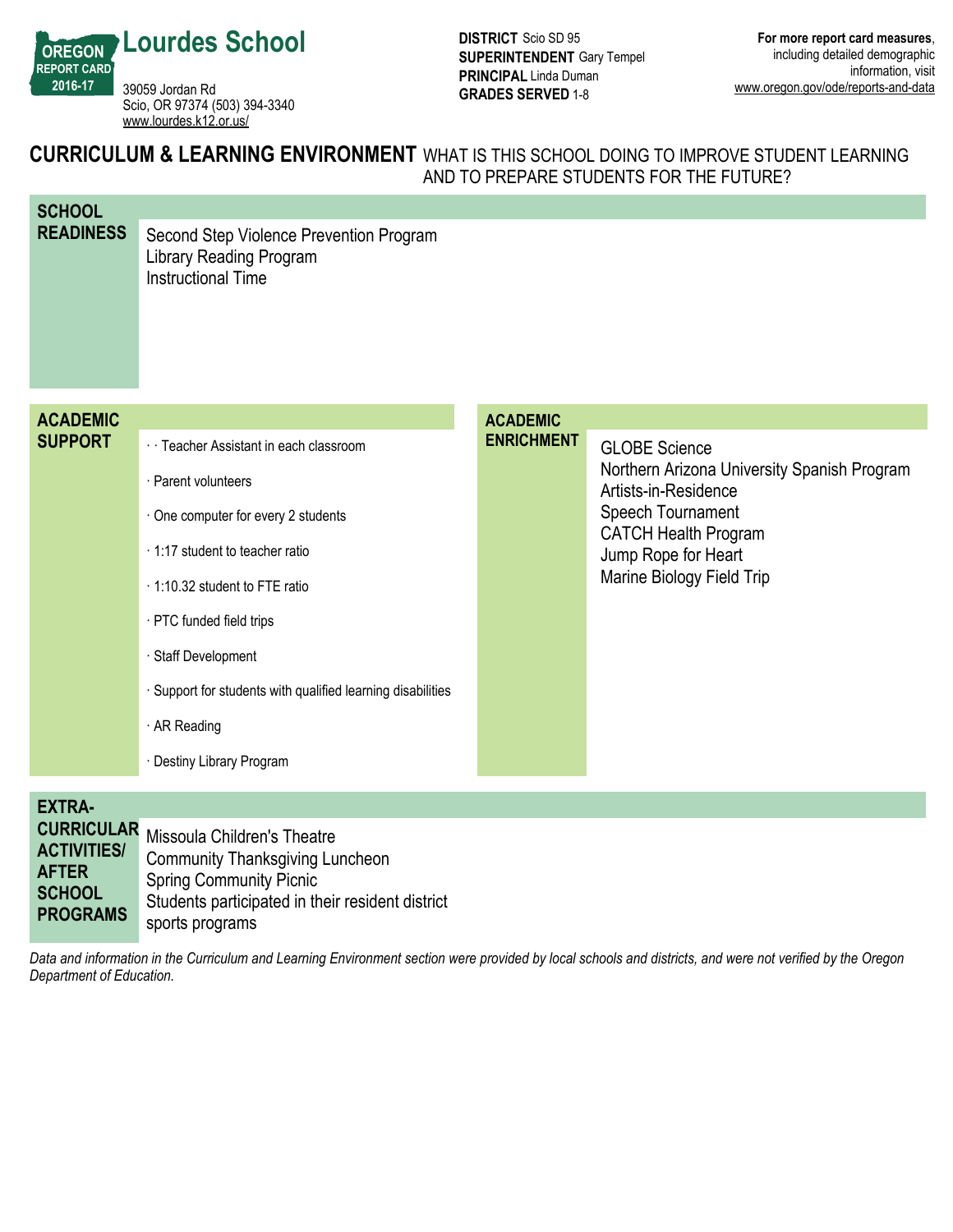**OREGON REPORT CARD 2016-17**

# Lourdes School

39059 Jordan Rd
Scio, OR 97374 (503) 394-3340
www.lourdes.k12.or.us/

**DISTRICT** Scio SD 95
**SUPERINTENDENT** Gary Tempel
**PRINCIPAL** Linda Duman
**GRADES SERVED** 1-8

**For more report card measures**, including detailed demographic information, visit www.oregon.gov/ode/reports-and-data

## CURRICULUM & LEARNING ENVIRONMENT WHAT IS THIS SCHOOL DOING TO IMPROVE STUDENT LEARNING AND TO PREPARE STUDENTS FOR THE FUTURE?

### SCHOOL READINESS

Second Step Violence Prevention Program
Library Reading Program
Instructional Time

### ACADEMIC SUPPORT

· · Teacher Assistant in each classroom

· Parent volunteers

· One computer for every 2 students

· 1:17 student to teacher ratio

· 1:10.32 student to FTE ratio

· PTC funded field trips

· Staff Development

· Support for students with qualified learning disabilities

· AR Reading

· Destiny Library Program

### ACADEMIC ENRICHMENT

GLOBE Science
Northern Arizona University Spanish Program
Artists-in-Residence
Speech Tournament
CATCH Health Program
Jump Rope for Heart
Marine Biology Field Trip

### EXTRA-CURRICULAR ACTIVITIES/ AFTER SCHOOL PROGRAMS

Missoula Children's Theatre
Community Thanksgiving Luncheon
Spring Community Picnic
Students participated in their resident district sports programs

*Data and information in the Curriculum and Learning Environment section were provided by local schools and districts, and were not verified by the Oregon Department of Education.*